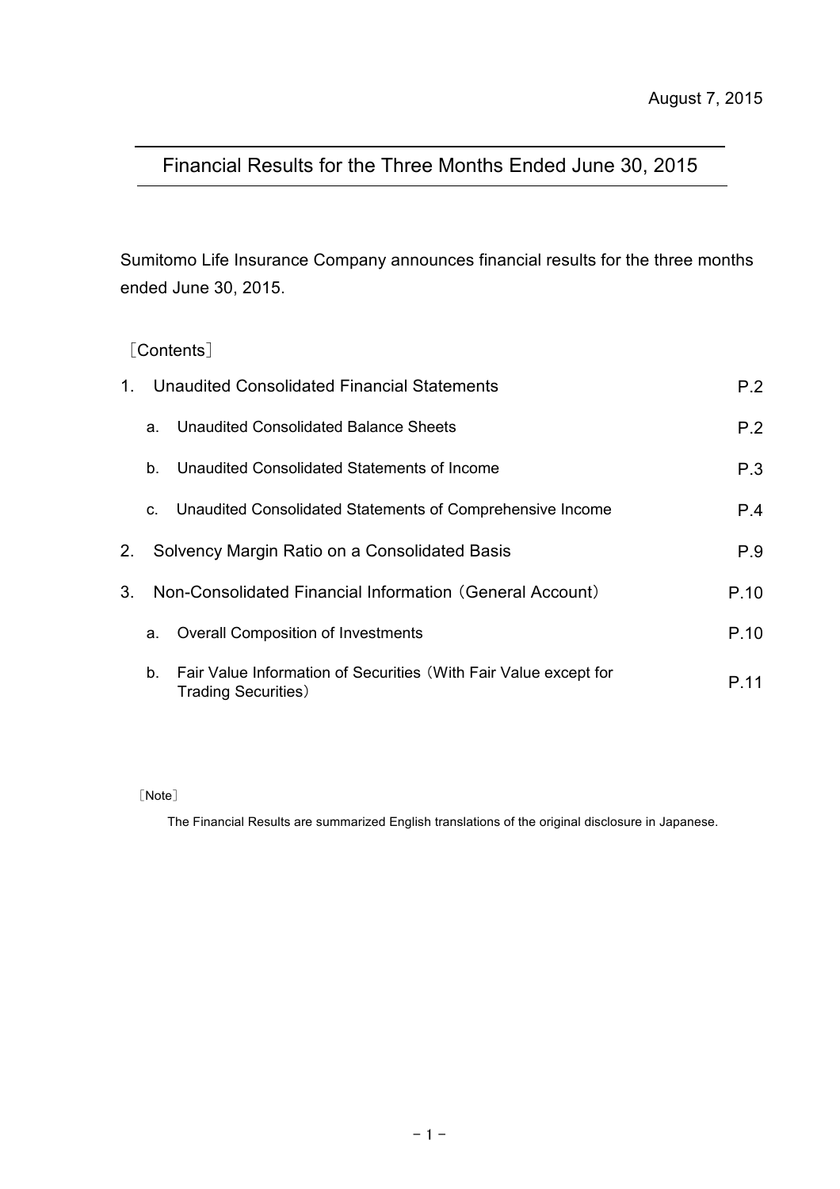August 7, 2015

# Financial Results for the Three Months Ended June 30, 2015

Sumitomo Life Insurance Company announces financial results for the three months ended June 30, 2015.

［Contents］

| | | |
|---|---|---|
| 1. | Unaudited Consolidated Financial Statements | P.2 |
| | a. Unaudited Consolidated Balance Sheets | P.2 |
| | b. Unaudited Consolidated Statements of Income | P.3 |
| | c. Unaudited Consolidated Statements of Comprehensive Income | P.4 |
| 2. | Solvency Margin Ratio on a Consolidated Basis | P.9 |
| 3. | Non-Consolidated Financial Information（General Account） | P.10 |
| | a. Overall Composition of Investments | P.10 |
| | b. Fair Value Information of Securities（With Fair Value except for Trading Securities） | P.11 |

［Note］

The Financial Results are summarized English translations of the original disclosure in Japanese.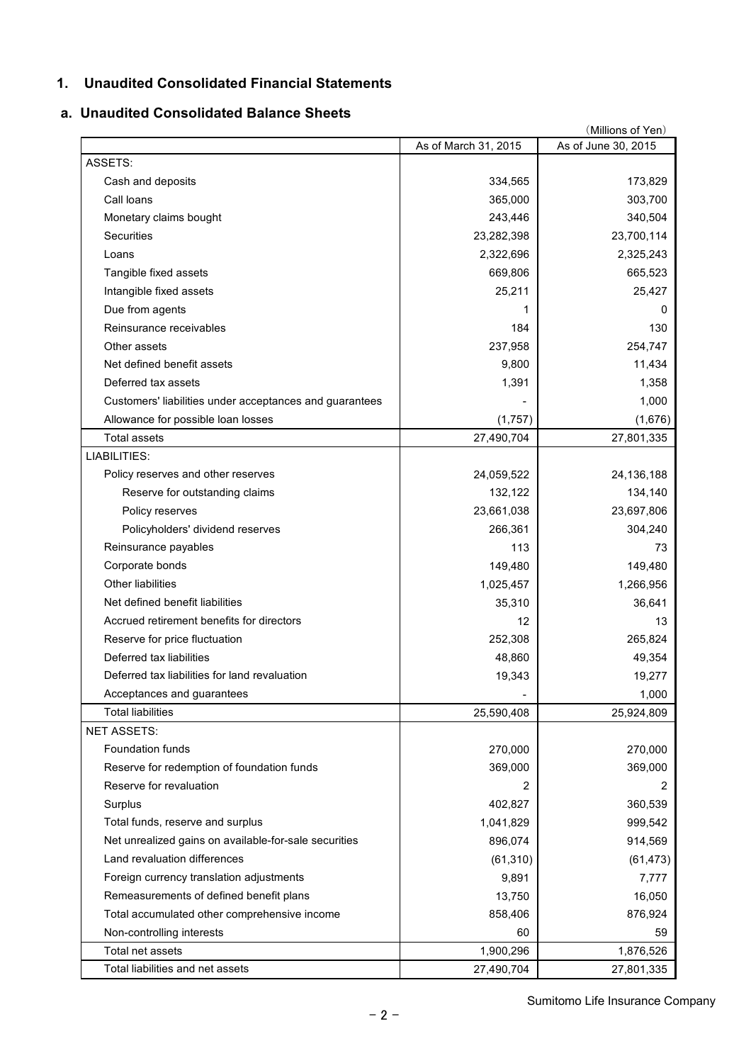## 1. Unaudited Consolidated Financial Statements

### a. Unaudited Consolidated Balance Sheets

(Millions of Yen)

| | As of March 31, 2015 | As of June 30, 2015 |
|---|---|---|
| ASSETS: | | |
| Cash and deposits | 334,565 | 173,829 |
| Call loans | 365,000 | 303,700 |
| Monetary claims bought | 243,446 | 340,504 |
| Securities | 23,282,398 | 23,700,114 |
| Loans | 2,322,696 | 2,325,243 |
| Tangible fixed assets | 669,806 | 665,523 |
| Intangible fixed assets | 25,211 | 25,427 |
| Due from agents | 1 | 0 |
| Reinsurance receivables | 184 | 130 |
| Other assets | 237,958 | 254,747 |
| Net defined benefit assets | 9,800 | 11,434 |
| Deferred tax assets | 1,391 | 1,358 |
| Customers' liabilities under acceptances and guarantees | - | 1,000 |
| Allowance for possible loan losses | (1,757) | (1,676) |
| Total assets | 27,490,704 | 27,801,335 |
| LIABILITIES: | | |
| Policy reserves and other reserves | 24,059,522 | 24,136,188 |
| Reserve for outstanding claims | 132,122 | 134,140 |
| Policy reserves | 23,661,038 | 23,697,806 |
| Policyholders' dividend reserves | 266,361 | 304,240 |
| Reinsurance payables | 113 | 73 |
| Corporate bonds | 149,480 | 149,480 |
| Other liabilities | 1,025,457 | 1,266,956 |
| Net defined benefit liabilities | 35,310 | 36,641 |
| Accrued retirement benefits for directors | 12 | 13 |
| Reserve for price fluctuation | 252,308 | 265,824 |
| Deferred tax liabilities | 48,860 | 49,354 |
| Deferred tax liabilities for land revaluation | 19,343 | 19,277 |
| Acceptances and guarantees | - | 1,000 |
| Total liabilities | 25,590,408 | 25,924,809 |
| NET ASSETS: | | |
| Foundation funds | 270,000 | 270,000 |
| Reserve for redemption of foundation funds | 369,000 | 369,000 |
| Reserve for revaluation | 2 | 2 |
| Surplus | 402,827 | 360,539 |
| Total funds, reserve and surplus | 1,041,829 | 999,542 |
| Net unrealized gains on available-for-sale securities | 896,074 | 914,569 |
| Land revaluation differences | (61,310) | (61,473) |
| Foreign currency translation adjustments | 9,891 | 7,777 |
| Remeasurements of defined benefit plans | 13,750 | 16,050 |
| Total accumulated other comprehensive income | 858,406 | 876,924 |
| Non-controlling interests | 60 | 59 |
| Total net assets | 1,900,296 | 1,876,526 |
| Total liabilities and net assets | 27,490,704 | 27,801,335 |

Sumitomo Life Insurance Company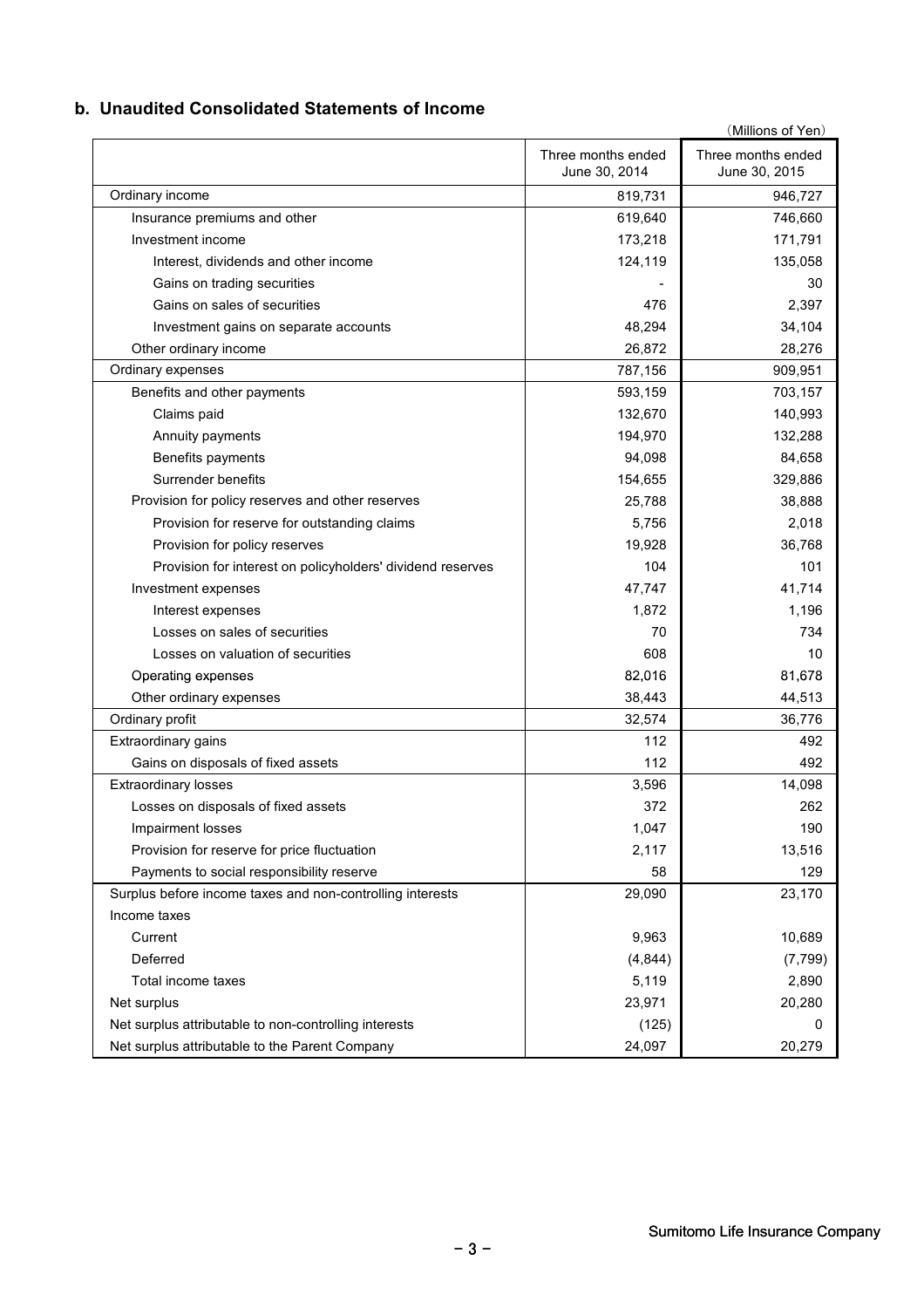## b. Unaudited Consolidated Statements of Income

(Millions of Yen)

| | Three months ended June 30, 2014 | Three months ended June 30, 2015 |
|---|---|---|
| Ordinary income | 819,731 | 946,727 |
| Insurance premiums and other | 619,640 | 746,660 |
| Investment income | 173,218 | 171,791 |
| Interest, dividends and other income | 124,119 | 135,058 |
| Gains on trading securities | - | 30 |
| Gains on sales of securities | 476 | 2,397 |
| Investment gains on separate accounts | 48,294 | 34,104 |
| Other ordinary income | 26,872 | 28,276 |
| Ordinary expenses | 787,156 | 909,951 |
| Benefits and other payments | 593,159 | 703,157 |
| Claims paid | 132,670 | 140,993 |
| Annuity payments | 194,970 | 132,288 |
| Benefits payments | 94,098 | 84,658 |
| Surrender benefits | 154,655 | 329,886 |
| Provision for policy reserves and other reserves | 25,788 | 38,888 |
| Provision for reserve for outstanding claims | 5,756 | 2,018 |
| Provision for policy reserves | 19,928 | 36,768 |
| Provision for interest on policyholders' dividend reserves | 104 | 101 |
| Investment expenses | 47,747 | 41,714 |
| Interest expenses | 1,872 | 1,196 |
| Losses on sales of securities | 70 | 734 |
| Losses on valuation of securities | 608 | 10 |
| Operating expenses | 82,016 | 81,678 |
| Other ordinary expenses | 38,443 | 44,513 |
| Ordinary profit | 32,574 | 36,776 |
| Extraordinary gains | 112 | 492 |
| Gains on disposals of fixed assets | 112 | 492 |
| Extraordinary losses | 3,596 | 14,098 |
| Losses on disposals of fixed assets | 372 | 262 |
| Impairment losses | 1,047 | 190 |
| Provision for reserve for price fluctuation | 2,117 | 13,516 |
| Payments to social responsibility reserve | 58 | 129 |
| Surplus before income taxes and non-controlling interests | 29,090 | 23,170 |
| Income taxes | | |
| Current | 9,963 | 10,689 |
| Deferred | (4,844) | (7,799) |
| Total income taxes | 5,119 | 2,890 |
| Net surplus | 23,971 | 20,280 |
| Net surplus attributable to non-controlling interests | (125) | 0 |
| Net surplus attributable to the Parent Company | 24,097 | 20,279 |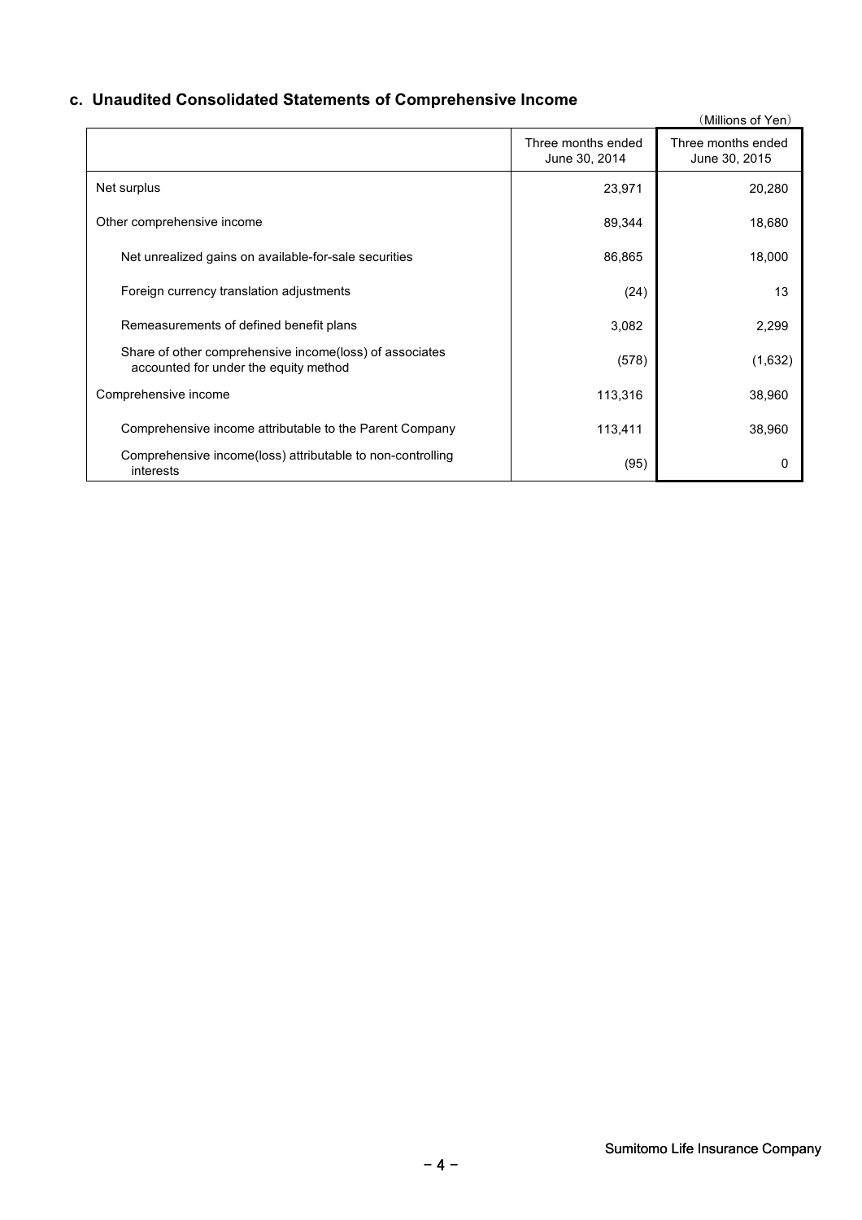### c. Unaudited Consolidated Statements of Comprehensive Income

（Millions of Yen）

| | Three months ended June 30, 2014 | Three months ended June 30, 2015 |
|---|---|---|
| Net surplus | 23,971 | 20,280 |
| Other comprehensive income | 89,344 | 18,680 |
| Net unrealized gains on available-for-sale securities | 86,865 | 18,000 |
| Foreign currency translation adjustments | (24) | 13 |
| Remeasurements of defined benefit plans | 3,082 | 2,299 |
| Share of other comprehensive income(loss) of associates accounted for under the equity method | (578) | (1,632) |
| Comprehensive income | 113,316 | 38,960 |
| Comprehensive income attributable to the Parent Company | 113,411 | 38,960 |
| Comprehensive income(loss) attributable to non-controlling interests | (95) | 0 |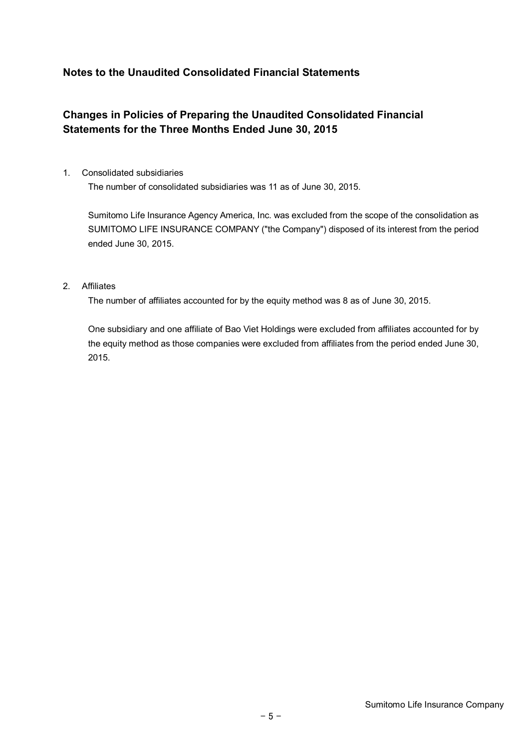## Notes to the Unaudited Consolidated Financial Statements

## Changes in Policies of Preparing the Unaudited Consolidated Financial Statements for the Three Months Ended June 30, 2015

1. Consolidated subsidiaries

   The number of consolidated subsidiaries was 11 as of June 30, 2015.

   Sumitomo Life Insurance Agency America, Inc. was excluded from the scope of the consolidation as SUMITOMO LIFE INSURANCE COMPANY ("the Company") disposed of its interest from the period ended June 30, 2015.

2. Affiliates

   The number of affiliates accounted for by the equity method was 8 as of June 30, 2015.

   One subsidiary and one affiliate of Bao Viet Holdings were excluded from affiliates accounted for by the equity method as those companies were excluded from affiliates from the period ended June 30, 2015.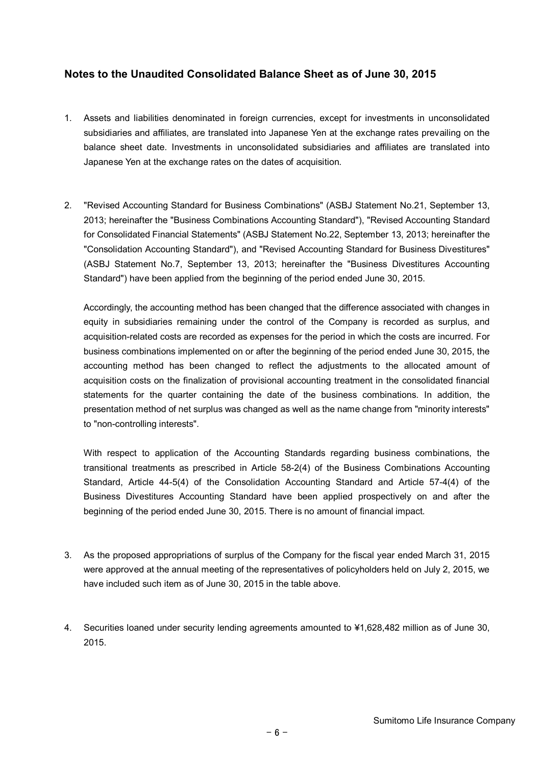## Notes to the Unaudited Consolidated Balance Sheet as of June 30, 2015

1. Assets and liabilities denominated in foreign currencies, except for investments in unconsolidated subsidiaries and affiliates, are translated into Japanese Yen at the exchange rates prevailing on the balance sheet date. Investments in unconsolidated subsidiaries and affiliates are translated into Japanese Yen at the exchange rates on the dates of acquisition.

2. "Revised Accounting Standard for Business Combinations" (ASBJ Statement No.21, September 13, 2013; hereinafter the "Business Combinations Accounting Standard"), "Revised Accounting Standard for Consolidated Financial Statements" (ASBJ Statement No.22, September 13, 2013; hereinafter the "Consolidation Accounting Standard"), and "Revised Accounting Standard for Business Divestitures" (ASBJ Statement No.7, September 13, 2013; hereinafter the "Business Divestitures Accounting Standard") have been applied from the beginning of the period ended June 30, 2015.

   Accordingly, the accounting method has been changed that the difference associated with changes in equity in subsidiaries remaining under the control of the Company is recorded as surplus, and acquisition-related costs are recorded as expenses for the period in which the costs are incurred. For business combinations implemented on or after the beginning of the period ended June 30, 2015, the accounting method has been changed to reflect the adjustments to the allocated amount of acquisition costs on the finalization of provisional accounting treatment in the consolidated financial statements for the quarter containing the date of the business combinations. In addition, the presentation method of net surplus was changed as well as the name change from "minority interests" to "non-controlling interests".

   With respect to application of the Accounting Standards regarding business combinations, the transitional treatments as prescribed in Article 58-2(4) of the Business Combinations Accounting Standard, Article 44-5(4) of the Consolidation Accounting Standard and Article 57-4(4) of the Business Divestitures Accounting Standard have been applied prospectively on and after the beginning of the period ended June 30, 2015. There is no amount of financial impact.

3. As the proposed appropriations of surplus of the Company for the fiscal year ended March 31, 2015 were approved at the annual meeting of the representatives of policyholders held on July 2, 2015, we have included such item as of June 30, 2015 in the table above.

4. Securities loaned under security lending agreements amounted to ¥1,628,482 million as of June 30, 2015.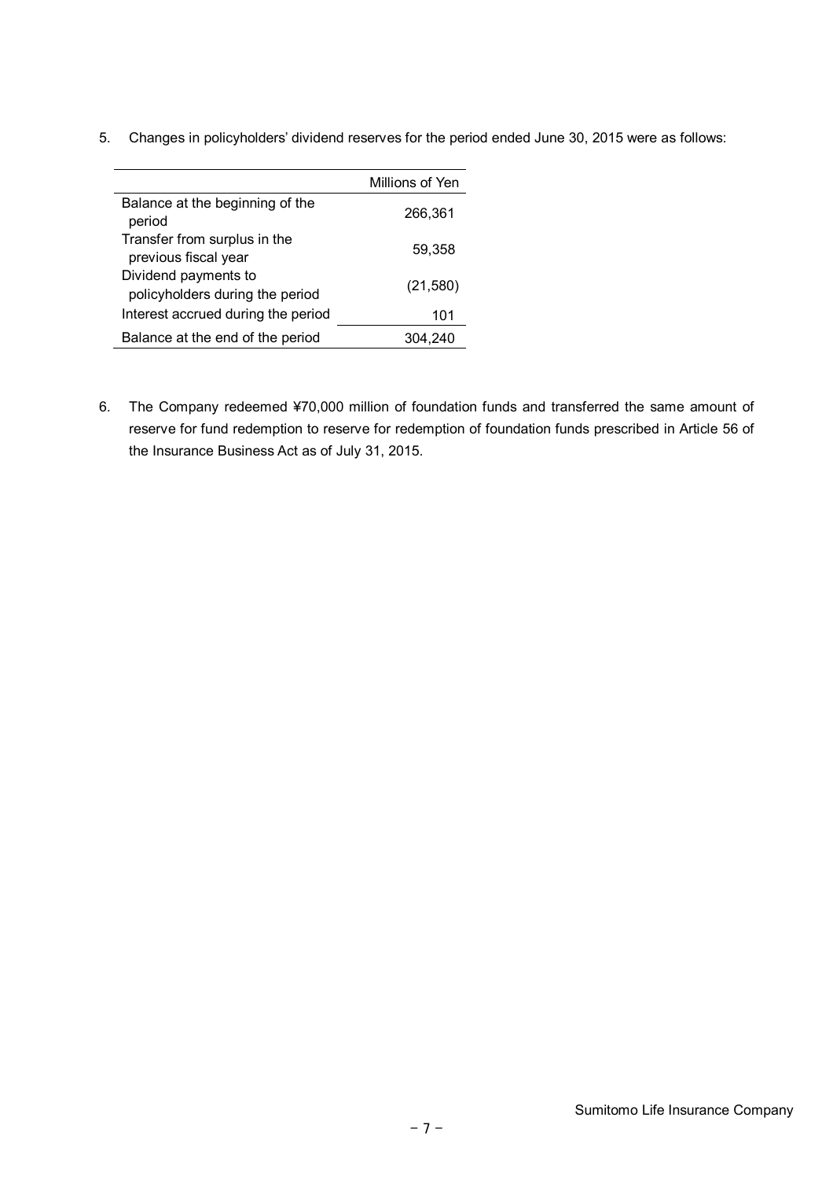5. Changes in policyholders' dividend reserves for the period ended June 30, 2015 were as follows:

| | Millions of Yen |
|---|---|
| Balance at the beginning of the period | 266,361 |
| Transfer from surplus in the previous fiscal year | 59,358 |
| Dividend payments to policyholders during the period | (21,580) |
| Interest accrued during the period | 101 |
| Balance at the end of the period | 304,240 |

6. The Company redeemed ¥70,000 million of foundation funds and transferred the same amount of reserve for fund redemption to reserve for redemption of foundation funds prescribed in Article 56 of the Insurance Business Act as of July 31, 2015.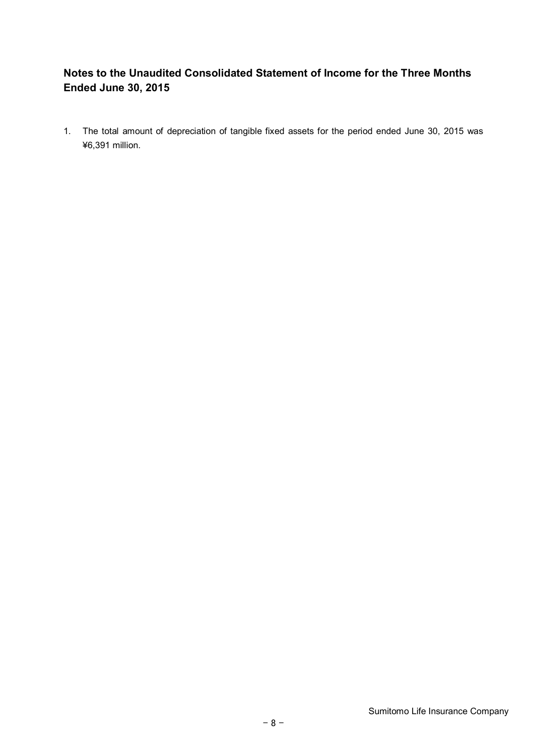## Notes to the Unaudited Consolidated Statement of Income for the Three Months Ended June 30, 2015

1. The total amount of depreciation of tangible fixed assets for the period ended June 30, 2015 was ¥6,391 million.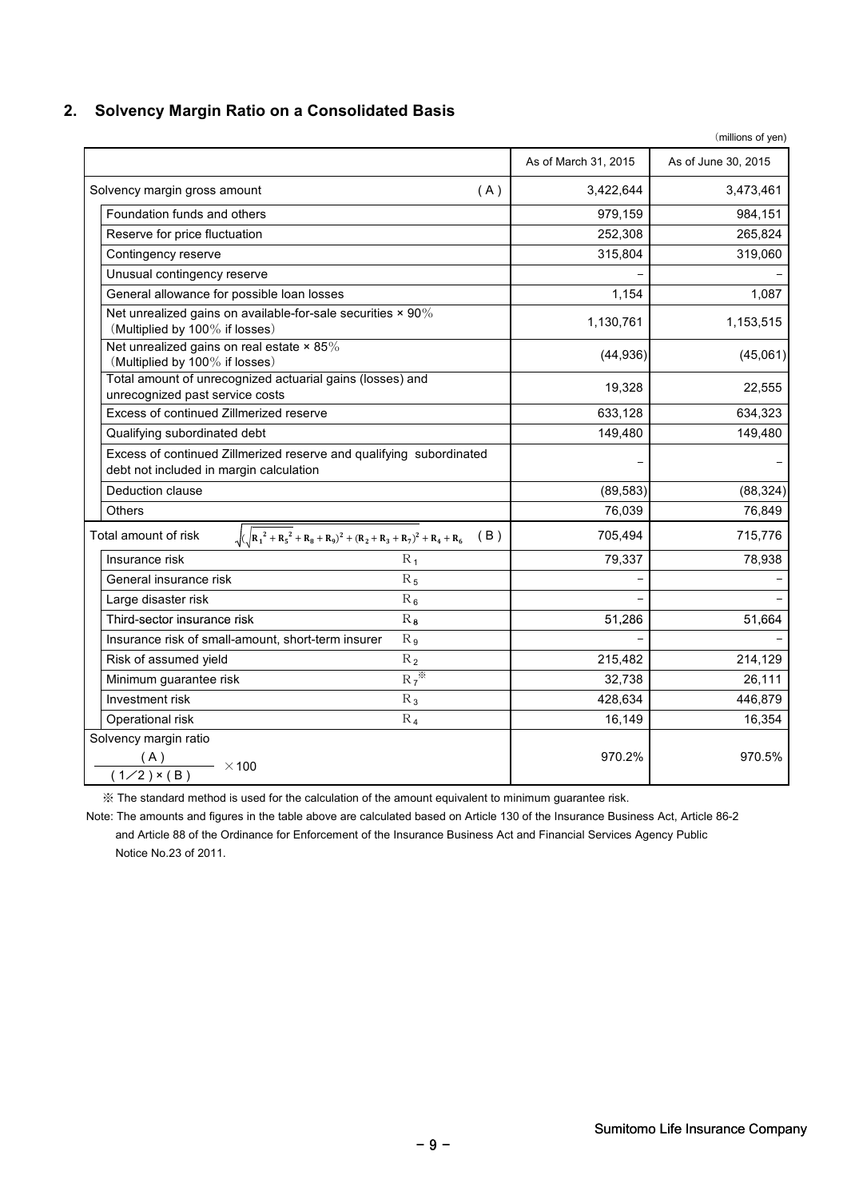## 2. Solvency Margin Ratio on a Consolidated Basis

(millions of yen)

| | | As of March 31, 2015 | As of June 30, 2015 |
|---|---|---|---|
| Solvency margin gross amount | (A) | 3,422,644 | 3,473,461 |
| Foundation funds and others | | 979,159 | 984,151 |
| Reserve for price fluctuation | | 252,308 | 265,824 |
| Contingency reserve | | 315,804 | 319,060 |
| Unusual contingency reserve | | − | − |
| General allowance for possible loan losses | | 1,154 | 1,087 |
| Net unrealized gains on available-for-sale securities × 90% (Multiplied by 100% if losses) | | 1,130,761 | 1,153,515 |
| Net unrealized gains on real estate × 85% (Multiplied by 100% if losses) | | (44,936) | (45,061) |
| Total amount of unrecognized actuarial gains (losses) and unrecognized past service costs | | 19,328 | 22,555 |
| Excess of continued Zillmerized reserve | | 633,128 | 634,323 |
| Qualifying subordinated debt | | 149,480 | 149,480 |
| Excess of continued Zillmerized reserve and qualifying subordinated debt not included in margin calculation | | − | − |
| Deduction clause | | (89,583) | (88,324) |
| Others | | 76,039 | 76,849 |
| Total amount of risk $\sqrt{(\sqrt{R_1^2 + R_5^2} + R_8 + R_9)^2 + (R_2 + R_3 + R_7)^2} + R_4 + R_6$ | (B) | 705,494 | 715,776 |
| Insurance risk | $R_1$ | 79,337 | 78,938 |
| General insurance risk | $R_5$ | − | − |
| Large disaster risk | $R_6$ | − | − |
| Third-sector insurance risk | $R_8$ | 51,286 | 51,664 |
| Insurance risk of small-amount, short-term insurer | $R_9$ | − | − |
| Risk of assumed yield | $R_2$ | 215,482 | 214,129 |
| Minimum guarantee risk | $R_7$※ | 32,738 | 26,111 |
| Investment risk | $R_3$ | 428,634 | 446,879 |
| Operational risk | $R_4$ | 16,149 | 16,354 |
| Solvency margin ratio $\frac{(A)}{(1/2) \times (B)} \times 100$ | | 970.2% | 970.5% |

※ The standard method is used for the calculation of the amount equivalent to minimum guarantee risk.

Note: The amounts and figures in the table above are calculated based on Article 130 of the Insurance Business Act, Article 86-2 and Article 88 of the Ordinance for Enforcement of the Insurance Business Act and Financial Services Agency Public Notice No.23 of 2011.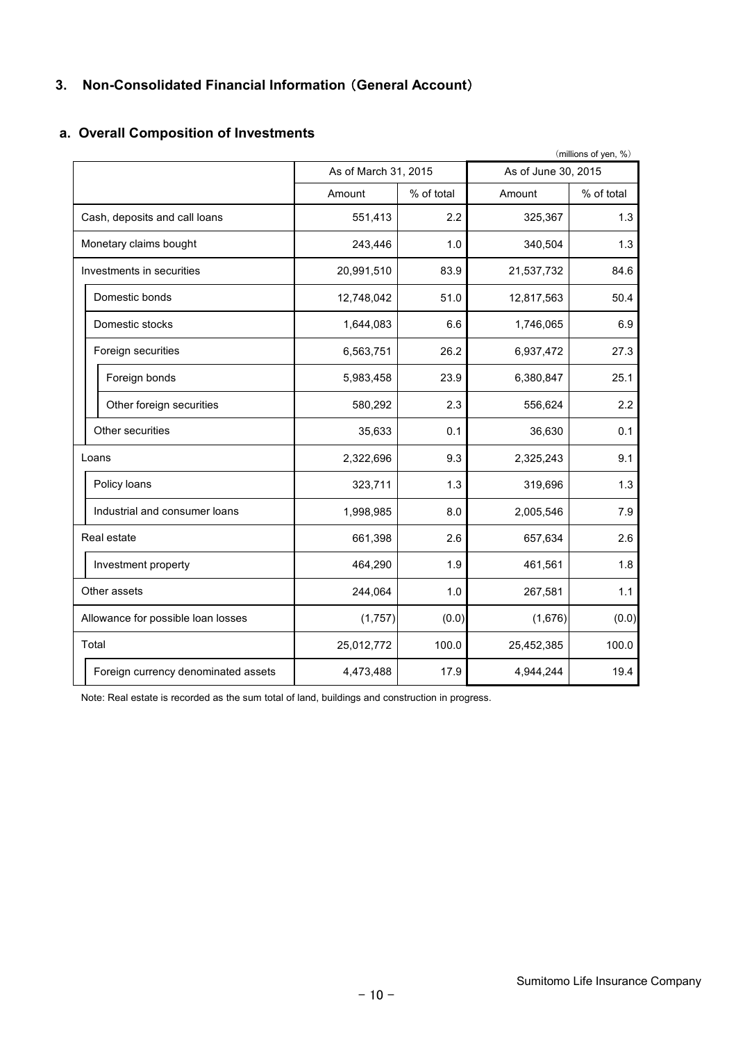## 3. Non-Consolidated Financial Information（General Account）

### a. Overall Composition of Investments

（millions of yen, %）

| | As of March 31, 2015 | | As of June 30, 2015 | |
|---|---|---|---|---|
| | Amount | % of total | Amount | % of total |
| Cash, deposits and call loans | 551,413 | 2.2 | 325,367 | 1.3 |
| Monetary claims bought | 243,446 | 1.0 | 340,504 | 1.3 |
| Investments in securities | 20,991,510 | 83.9 | 21,537,732 | 84.6 |
| Domestic bonds | 12,748,042 | 51.0 | 12,817,563 | 50.4 |
| Domestic stocks | 1,644,083 | 6.6 | 1,746,065 | 6.9 |
| Foreign securities | 6,563,751 | 26.2 | 6,937,472 | 27.3 |
| Foreign bonds | 5,983,458 | 23.9 | 6,380,847 | 25.1 |
| Other foreign securities | 580,292 | 2.3 | 556,624 | 2.2 |
| Other securities | 35,633 | 0.1 | 36,630 | 0.1 |
| Loans | 2,322,696 | 9.3 | 2,325,243 | 9.1 |
| Policy loans | 323,711 | 1.3 | 319,696 | 1.3 |
| Industrial and consumer loans | 1,998,985 | 8.0 | 2,005,546 | 7.9 |
| Real estate | 661,398 | 2.6 | 657,634 | 2.6 |
| Investment property | 464,290 | 1.9 | 461,561 | 1.8 |
| Other assets | 244,064 | 1.0 | 267,581 | 1.1 |
| Allowance for possible loan losses | (1,757) | (0.0) | (1,676) | (0.0) |
| Total | 25,012,772 | 100.0 | 25,452,385 | 100.0 |
| Foreign currency denominated assets | 4,473,488 | 17.9 | 4,944,244 | 19.4 |

Note: Real estate is recorded as the sum total of land, buildings and construction in progress.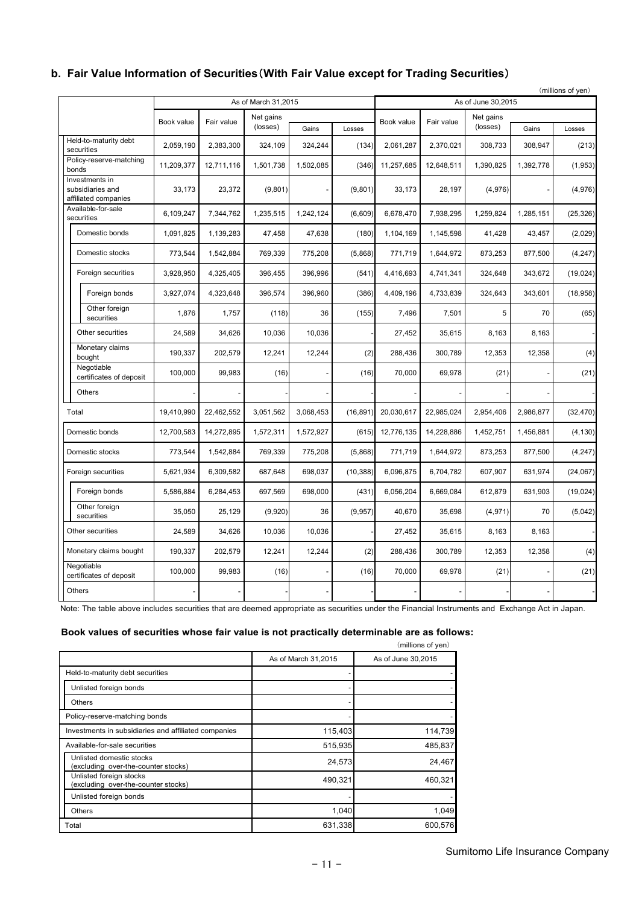## b. Fair Value Information of Securities（With Fair Value except for Trading Securities）

（millions of yen）

| | As of March 31,2015 | | | | | As of June 30,2015 | | | | |
|---|---|---|---|---|---|---|---|---|---|---|
| | Book value | Fair value | Net gains (losses) | Gains | Losses | Book value | Fair value | Net gains (losses) | Gains | Losses |
| Held-to-maturity debt securities | 2,059,190 | 2,383,300 | 324,109 | 324,244 | (134) | 2,061,287 | 2,370,021 | 308,733 | 308,947 | (213) |
| Policy-reserve-matching bonds | 11,209,377 | 12,711,116 | 1,501,738 | 1,502,085 | (346) | 11,257,685 | 12,648,511 | 1,390,825 | 1,392,778 | (1,953) |
| Investments in subsidiaries and affiliated companies | 33,173 | 23,372 | (9,801) | - | (9,801) | 33,173 | 28,197 | (4,976) | - | (4,976) |
| Available-for-sale securities | 6,109,247 | 7,344,762 | 1,235,515 | 1,242,124 | (6,609) | 6,678,470 | 7,938,295 | 1,259,824 | 1,285,151 | (25,326) |
| Domestic bonds | 1,091,825 | 1,139,283 | 47,458 | 47,638 | (180) | 1,104,169 | 1,145,598 | 41,428 | 43,457 | (2,029) |
| Domestic stocks | 773,544 | 1,542,884 | 769,339 | 775,208 | (5,868) | 771,719 | 1,644,972 | 873,253 | 877,500 | (4,247) |
| Foreign securities | 3,928,950 | 4,325,405 | 396,455 | 396,996 | (541) | 4,416,693 | 4,741,341 | 324,648 | 343,672 | (19,024) |
| Foreign bonds | 3,927,074 | 4,323,648 | 396,574 | 396,960 | (386) | 4,409,196 | 4,733,839 | 324,643 | 343,601 | (18,958) |
| Other foreign securities | 1,876 | 1,757 | (118) | 36 | (155) | 7,496 | 7,501 | 5 | 70 | (65) |
| Other securities | 24,589 | 34,626 | 10,036 | 10,036 | - | 27,452 | 35,615 | 8,163 | 8,163 | - |
| Monetary claims bought | 190,337 | 202,579 | 12,241 | 12,244 | (2) | 288,436 | 300,789 | 12,353 | 12,358 | (4) |
| Negotiable certificates of deposit | 100,000 | 99,983 | (16) | - | (16) | 70,000 | 69,978 | (21) | - | (21) |
| Others | - | - | - | - | - | - | - | - | - | - |
| Total | 19,410,990 | 22,462,552 | 3,051,562 | 3,068,453 | (16,891) | 20,030,617 | 22,985,024 | 2,954,406 | 2,986,877 | (32,470) |
| Domestic bonds | 12,700,583 | 14,272,895 | 1,572,311 | 1,572,927 | (615) | 12,776,135 | 14,228,886 | 1,452,751 | 1,456,881 | (4,130) |
| Domestic stocks | 773,544 | 1,542,884 | 769,339 | 775,208 | (5,868) | 771,719 | 1,644,972 | 873,253 | 877,500 | (4,247) |
| Foreign securities | 5,621,934 | 6,309,582 | 687,648 | 698,037 | (10,388) | 6,096,875 | 6,704,782 | 607,907 | 631,974 | (24,067) |
| Foreign bonds | 5,586,884 | 6,284,453 | 697,569 | 698,000 | (431) | 6,056,204 | 6,669,084 | 612,879 | 631,903 | (19,024) |
| Other foreign securities | 35,050 | 25,129 | (9,920) | 36 | (9,957) | 40,670 | 35,698 | (4,971) | 70 | (5,042) |
| Other securities | 24,589 | 34,626 | 10,036 | 10,036 | - | 27,452 | 35,615 | 8,163 | 8,163 | - |
| Monetary claims bought | 190,337 | 202,579 | 12,241 | 12,244 | (2) | 288,436 | 300,789 | 12,353 | 12,358 | (4) |
| Negotiable certificates of deposit | 100,000 | 99,983 | (16) | - | (16) | 70,000 | 69,978 | (21) | - | (21) |
| Others | - | - | - | - | - | - | - | - | - | - |

Note: The table above includes securities that are deemed appropriate as securities under the Financial Instruments and Exchange Act in Japan.

**Book values of securities whose fair value is not practically determinable are as follows:**

（millions of yen）

| | As of March 31,2015 | As of June 30,2015 |
|---|---|---|
| Held-to-maturity debt securities | - | - |
| Unlisted foreign bonds | - | - |
| Others | - | - |
| Policy-reserve-matching bonds | - | - |
| Investments in subsidiaries and affiliated companies | 115,403 | 114,739 |
| Available-for-sale securities | 515,935 | 485,837 |
| Unlisted domestic stocks (excluding over-the-counter stocks) | 24,573 | 24,467 |
| Unlisted foreign stocks (excluding over-the-counter stocks) | 490,321 | 460,321 |
| Unlisted foreign bonds | - | - |
| Others | 1,040 | 1,049 |
| Total | 631,338 | 600,576 |